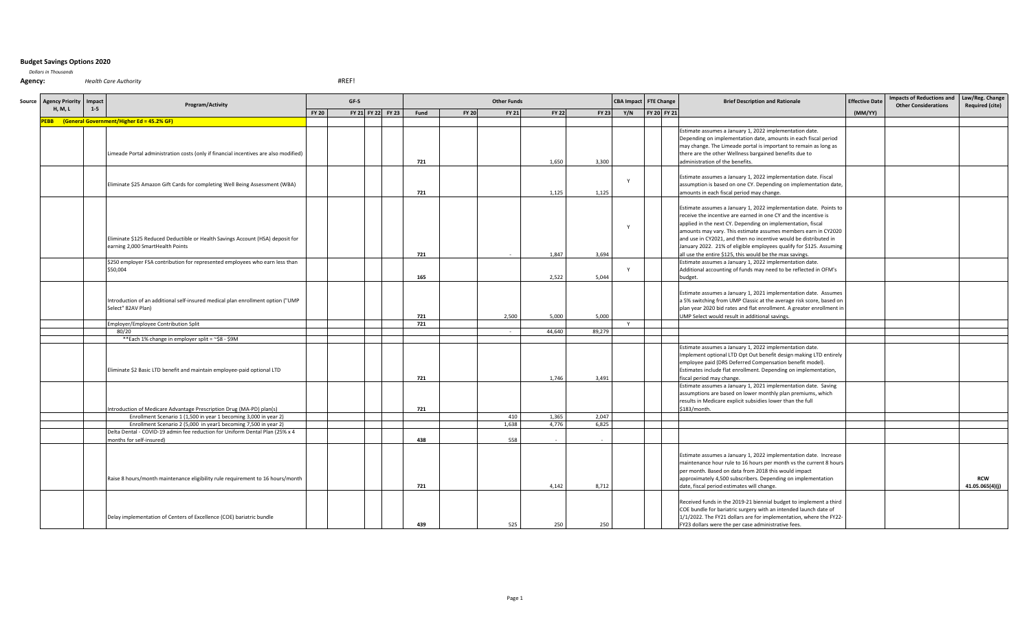# Budget Savings Options 2020

*Dollars in Thousands*

**Agency:** *Health Care Authority* #REF!

| Source | Agency Priority H, M, L | Impact 1-5 | Program/Activity | GF-S FY 20 | GF-S FY 21 | GF-S FY 22 | GF-S FY 23 | Other Funds Fund | Other Funds FY 20 | Other Funds FY 21 | Other Funds FY 22 | Other Funds FY 23 | CBA Impact Y/N | FTE Change FY 20 | FTE Change FY 21 | Brief Description and Rationale | Effective Date (MM/YY) | Impacts of Reductions and Other Considerations | Law/Reg. Change Required (cite) |
|---|---|---|---|---|---|---|---|---|---|---|---|---|---|---|---|---|---|---|---|
| **PEBB** | **(General Government/Higher Ed = 45.2% GF)** | | | | | | | | | | | | | | | | | | |
| | | | Limeade Portal administration costs (only if financial incentives are also modified) | | | | | 721 | | | 1,650 | 3,300 | | | | Estimate assumes a January 1, 2022 implementation date. Depending on implementation date, amounts in each fiscal period may change. The Limeade portal is important to remain as long as there are the other Wellness bargained benefits due to administration of the benefits. | | | |
| | | | Eliminate $25 Amazon Gift Cards for completing Well Being Assessment (WBA) | | | | | 721 | | | 1,125 | 1,125 | Y | | | Estimate assumes a January 1, 2022 implementation date. Fiscal assumption is based on one CY. Depending on implementation date, amounts in each fiscal period may change. | | | |
| | | | Eliminate $125 Reduced Deductible or Health Savings Account (HSA) deposit for earning 2,000 SmartHealth Points | | | | | 721 | | - | 1,847 | 3,694 | Y | | | Estimate assumes a January 1, 2022 implementation date. Points to receive the incentive are earned in one CY and the incentive is applied in the next CY. Depending on implementation, fiscal amounts may vary. This estimate assumes members earn in CY2020 and use in CY2021, and then no incentive would be distributed in January 2022. 21% of eligible employees qualify for $125. Assuming all use the entire $125, this would be the max savings. | | | |
| | | | $250 employer FSA contribution for represented employees who earn less than $50,004 | | | | | 165 | | | 2,522 | 5,044 | Y | | | Estimate assumes a January 1, 2022 implementation date. Additional accounting of funds may need to be reflected in OFM's budget. | | | |
| | | | Introduction of an additional self-insured medical plan enrollment option ("UMP Select" 82AV Plan) | | | | | 721 | | 2,500 | 5,000 | 5,000 | | | | Estimate assumes a January 1, 2021 implementation date. Assumes a 5% switching from UMP Classic at the average risk score, based on plan year 2020 bid rates and flat enrollment. A greater enrollment in UMP Select would result in additional savings. | | | |
| | | | Employer/Employee Contribution Split | | | | | 721 | | | | | Y | | | | | | |
| | | | 80/20 | | | | | | | - | 44,640 | 89,279 | | | | | | | |
| | | | **Each 1% change in employer split = ~$8 - $9M | | | | | | | | | | | | | | | | |
| | | | Eliminate $2 Basic LTD benefit and maintain employee-paid optional LTD | | | | | 721 | | | 1,746 | 3,491 | | | | Estimate assumes a January 1, 2022 implementation date. Implement optional LTD Opt Out benefit design making LTD entirely employee paid (DRS Deferred Compensation benefit model). Estimates include flat enrollment. Depending on implementation, fiscal period may change. | | | |
| | | | Introduction of Medicare Advantage Prescription Drug (MA-PD) plan(s) | | | | | 721 | | | | | | | | Estimate assumes a January 1, 2021 implementation date. Saving assumptions are based on lower monthly plan premiums, which results in Medicare explicit subsidies lower than the full $183/month. | | | |
| | | | Enrollment Scenario 1 (1,500 in year 1 becoming 3,000 in year 2) | | | | | | | 410 | 1,365 | 2,047 | | | | | | | |
| | | | Enrollment Scenario 2 (5,000 in year1 becoming 7,500 in year 2) | | | | | | | 1,638 | 4,776 | 6,825 | | | | | | | |
| | | | Delta Dental - COVID-19 admin fee reduction for Uniform Dental Plan (25% x 4 months for self-insured) | | | | | 438 | | 558 | - | - | | | | | | | |
| | | | Raise 8 hours/month maintenance eligibility rule requirement to 16 hours/month | | | | | 721 | | | 4,142 | 8,712 | | | | Estimate assumes a January 1, 2022 implementation date. Increase maintenance hour rule to 16 hours per month vs the current 8 hours per month. Based on data from 2018 this would impact approximately 4,500 subscribers. Depending on implementation date, fiscal period estimates will change. | | | **RCW 41.05.065(4)(j)** |
| | | | Delay implementation of Centers of Excellence (COE) bariatric bundle | | | | | 439 | | 525 | 250 | 250 | | | | Received funds in the 2019-21 biennial budget to implement a third COE bundle for bariatric surgery with an intended launch date of 1/1/2022. The FY21 dollars are for implementation, where the FY22-FY23 dollars were the per case administrative fees. | | | |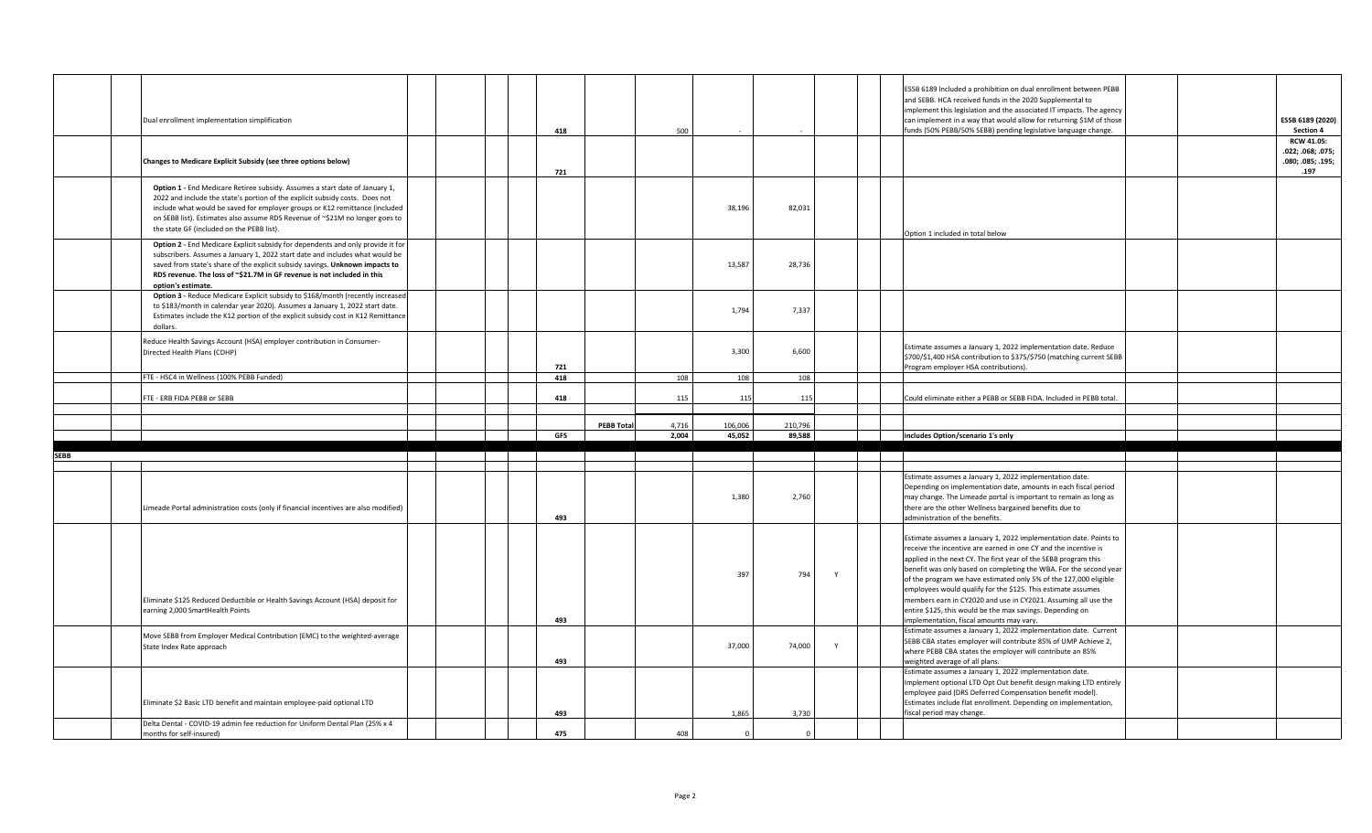| | | | | | | | | | | | | | | | | | | |
|---|---|---|---|---|---|---|---|---|---|---|---|---|---|---|---|---|---|---|
| | Dual enrollment implementation simplification | | | | | 418 | | 500 | - | - | | | | ESSB 6189 Included a prohibition on dual enrollment between PEBB and SEBB. HCA received funds in the 2020 Supplemental to implement this legislation and the associated IT impacts. The agency can implement in a way that would allow for returning $1M of those funds (50% PEBB/50% SEBB) pending legislative language change. | | | | **ESSB 6189 (2020) Section 4** |
| | **Changes to Medicare Explicit Subsidy (see three options below)** | | | | | 721 | | | | | | | | | | | | **RCW 41.05: .022; .068; .075; .080; .085; .195; .197** |
| | **Option 1 -** End Medicare Retiree subsidy. Assumes a start date of January 1, 2022 and include the state's portion of the explicit subsidy costs. Does not include what would be saved for employer groups or K12 remittance (included on SEBB list). Estimates also assume RDS Revenue of ~$21M no longer goes to the state GF (included on the PEBB list). | | | | | | | | 38,196 | 82,031 | | | | Option 1 included in total below | | | | |
| | **Option 2 -** End Medicare Explicit subsidy for dependents and only provide it for subscribers. Assumes a January 1, 2022 start date and includes what would be saved from state's share of the explicit subsidy savings. **Unknown impacts to RDS revenue. The loss of ~$21.7M in GF revenue is not included in this option's estimate.** | | | | | | | | 13,587 | 28,736 | | | | | | | | |
| | **Option 3 -** Reduce Medicare Explicit subsidy to $168/month (recently increased to $183/month in calendar year 2020). Assumes a January 1, 2022 start date. Estimates include the K12 portion of the explicit subsidy cost in K12 Remittance dollars. | | | | | | | | 1,794 | 7,337 | | | | | | | | |
| | Reduce Health Savings Account (HSA) employer contribution in Consumer-Directed Health Plans (CDHP) | | | | | 721 | | | 3,300 | 6,600 | | | | Estimate assumes a January 1, 2022 implementation date. Reduce $700/$1,400 HSA contribution to $375/$750 (matching current SEBB Program employer HSA contributions). | | | | |
| | FTE - HSC4 in Wellness (100% PEBB Funded) | | | | | 418 | | 108 | 108 | 108 | | | | | | | | |
| | FTE - ERB FIDA PEBB or SEBB | | | | | 418 | | 115 | 115 | 115 | | | | Could eliminate either a PEBB or SEBB FIDA. Included in PEBB total. | | | | |
| | | | | | | | **PEBB Total** | 4,716 | 106,006 | 210,796 | | | | | | | | |
| | | | | | | **GFS** | | 2,004 | 45,052 | 89,588 | | | | **includes Option/scenario 1's only** | | | | |
| **SEBB** | | | | | | | | | | | | | | | | | | |
| | Limeade Portal administration costs (only if financial incentives are also modified) | | | | | 493 | | | 1,380 | 2,760 | | | | Estimate assumes a January 1, 2022 implementation date. Depending on implementation date, amounts in each fiscal period may change. The Limeade portal is important to remain as long as there are the other Wellness bargained benefits due to administration of the benefits. | | | | |
| | Eliminate $125 Reduced Deductible or Health Savings Account (HSA) deposit for earning 2,000 SmartHealth Points | | | | | 493 | | | 397 | 794 | Y | | | Estimate assumes a January 1, 2022 implementation date. Points to receive the incentive are earned in one CY and the incentive is applied in the next CY. The first year of the SEBB program this benefit was only based on completing the WBA. For the second year of the program we have estimated only 5% of the 127,000 eligible employees would qualify for the $125. This estimate assumes members earn in CY2020 and use in CY2021. Assuming all use the entire $125, this would be the max savings. Depending on implementation, fiscal amounts may vary. | | | | |
| | Move SEBB from Employer Medical Contribution (EMC) to the weighted-average State Index Rate approach | | | | | 493 | | | 37,000 | 74,000 | Y | | | Estimate assumes a January 1, 2022 implementation date. Current SEBB CBA states employer will contribute 85% of UMP Achieve 2, where PEBB CBA states the employer will contribute an 85% weighted average of all plans. | | | | |
| | Eliminate $2 Basic LTD benefit and maintain employee-paid optional LTD | | | | | 493 | | | 1,865 | 3,730 | | | | Estimate assumes a January 1, 2022 implementation date. Implement optional LTD Opt Out benefit design making LTD entirely employee paid (DRS Deferred Compensation benefit model). Estimates include flat enrollment. Depending on implementation, fiscal period may change. | | | | |
| | Delta Dental - COVID-19 admin fee reduction for Uniform Dental Plan (25% x 4 months for self-insured) | | | | | 475 | | 408 | 0 | 0 | | | | | | | | |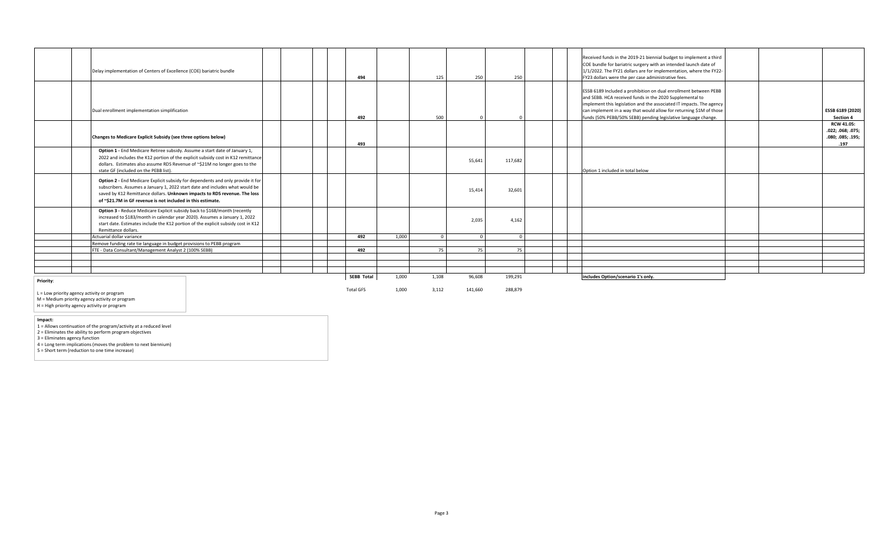| | | | | | | | | | | | | | | | | | |
|---|---|---|---|---|---|---|---|---|---|---|---|---|---|---|---|---|---|
| | | Delay implementation of Centers of Excellence (COE) bariatric bundle | | | | 494 | | 125 | 250 | 250 | | | | Received funds in the 2019-21 biennial budget to implement a third COE bundle for bariatric surgery with an intended launch date of 1/1/2022. The FY21 dollars are for implementation, where the FY22-FY23 dollars were the per case administrative fees. | | | |
| | | Dual enrollment implementation simplification | | | | 492 | | 500 | 0 | 0 | | | | ESSB 6189 Included a prohibition on dual enrollment between PEBB and SEBB. HCA received funds in the 2020 Supplemental to implement this legislation and the associated IT impacts. The agency can implement in a way that would allow for returning $1M of those funds (50% PEBB/50% SEBB) pending legislative language change. | | | **ESSB 6189 (2020) Section 4** |
| | | **Changes to Medicare Explicit Subsidy (see three options below)** | | | | 493 | | | | | | | | | | | **RCW 41.05: .022; .068; .075; .080; .085; .195; .197** |
| | | **Option 1** - End Medicare Retiree subsidy. Assume a start date of January 1, 2022 and includes the K12 portion of the explicit subsidy cost in K12 remittance dollars. Estimates also assume RDS Revenue of ~$21M no longer goes to the state GF (included on the PEBB list). | | | | | | | 55,641 | 117,682 | | | | Option 1 included in total below | | | |
| | | **Option 2** - End Medicare Explicit subsidy for dependents and only provide it for subscribers. Assumes a January 1, 2022 start date and includes what would be saved by K12 Remittance dollars. **Unknown impacts to RDS revenue. The loss of ~$21.7M in GF revenue is not included in this estimate.** | | | | | | | 15,414 | 32,601 | | | | | | | |
| | | **Option 3** - Reduce Medicare Explicit subsidy back to $168/month (recently increased to $183/month in calendar year 2020). Assumes a January 1, 2022 start date. Estimates include the K12 portion of the explicit subsidy cost in K12 Remittance dollars. | | | | | | | 2,035 | 4,162 | | | | | | | |
| | | Actuarial dollar variance | | | | 492 | 1,000 | 0 | 0 | 0 | | | | | | | |
| | | Remove funding rate tie language in budget provisions to PEBB program | | | | | | | | | | | | | | | |
| | | FTE - Data Consultant/Management Analyst 2 (100% SEBB) | | | | 492 | | 75 | 75 | 75 | | | | | | | |
| | | | | | | | | | | | | | | | | | |
| | | | | | | | | | | | | | | | | | |
| | | | | | | | | | | | | | | | | | |
| | | | | | | **SEBB Total** | 1,000 | 1,108 | 96,608 | 199,291 | | | | **includes Option/scenario 1's only.** | | | |
| | | | | | | Total GFS | 1,000 | 3,112 | 141,660 | 288,879 | | | | | | | |

**Priority**:

L = Low priority agency activity or program
M = Medium priority agency activity or program
H = High priority agency activity or program

**Impact:**

1 = Allows continuation of the program/activity at a reduced level
2 = Eliminates the ability to perform program objectives
3 = Eliminates agency function
4 = Long term implications (moves the problem to next biennium)
5 = Short term (reduction to one time increase)